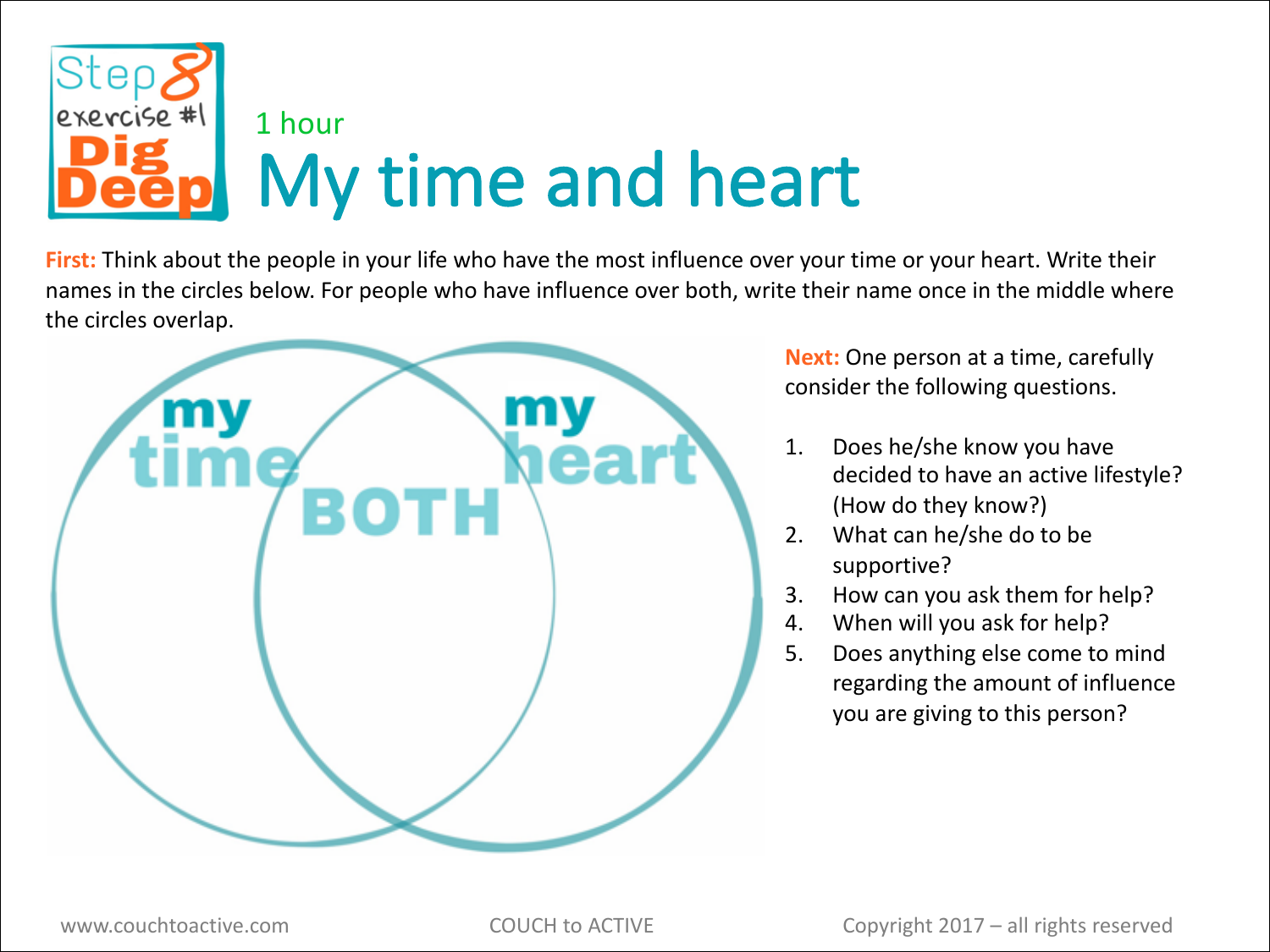Step 8 exercise #1 Dig Deep

1 hour

# My time and heart

**First:** Think about the people in your life who have the most influence over your time or your heart. Write their names in the circles below. For people who have influence over both, write their name once in the middle where the circles overlap.

my time

BOTH

my heart

**Next:** One person at a time, carefully consider the following questions.

1. Does he/she know you have decided to have an active lifestyle? (How do they know?)
2. What can he/she do to be supportive?
3. How can you ask them for help?
4. When will you ask for help?
5. Does anything else come to mind regarding the amount of influence you are giving to this person?

www.couchtoactive.com COUCH to ACTIVE Copyright 2017 – all rights reserved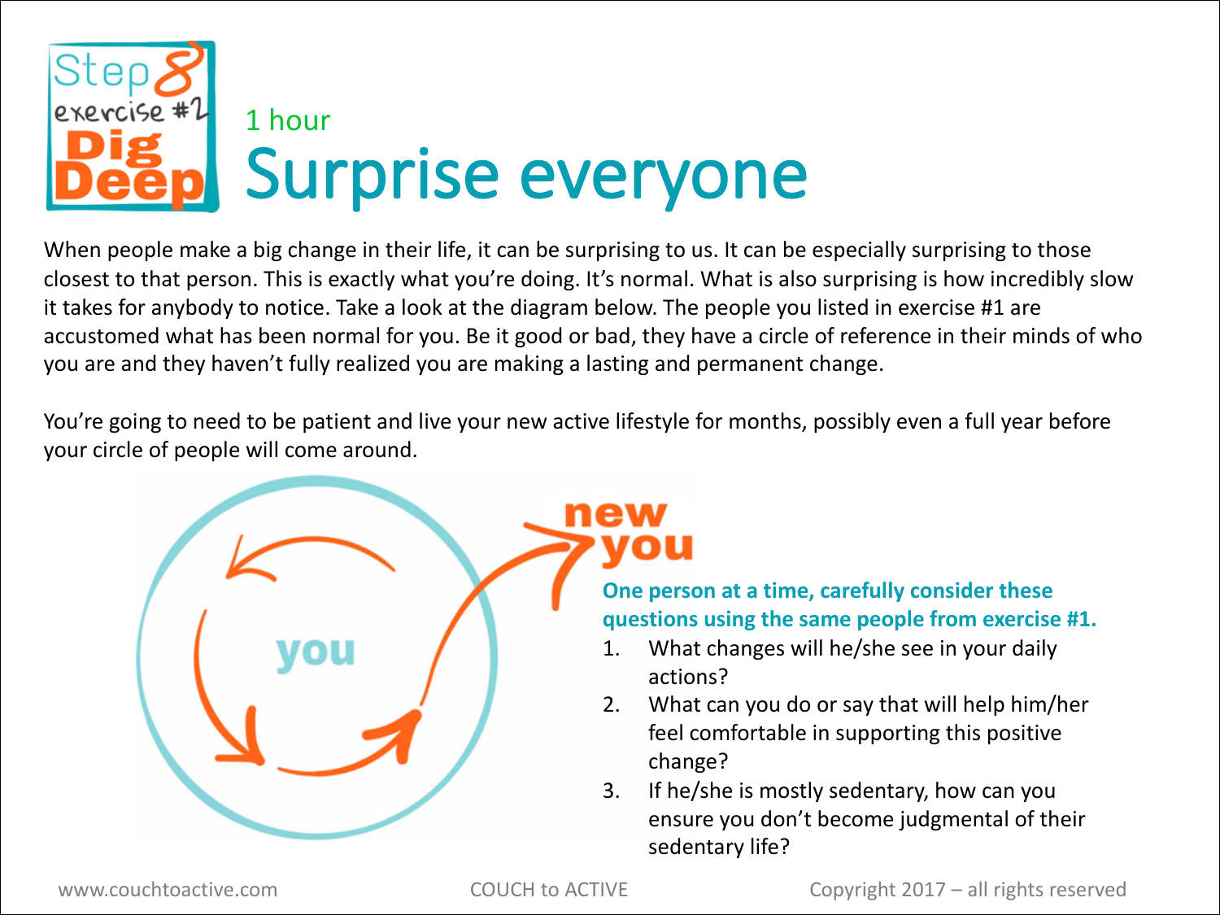Step 8 exercise #2 Dig Deep

1 hour

# Surprise everyone

When people make a big change in their life, it can be surprising to us. It can be especially surprising to those closest to that person. This is exactly what you're doing. It's normal. What is also surprising is how incredibly slow it takes for anybody to notice. Take a look at the diagram below. The people you listed in exercise #1 are accustomed what has been normal for you. Be it good or bad, they have a circle of reference in their minds of who you are and they haven't fully realized you are making a lasting and permanent change.

You're going to need to be patient and live your new active lifestyle for months, possibly even a full year before your circle of people will come around.

you

new you

**One person at a time, carefully consider these questions using the same people from exercise #1.**

1. What changes will he/she see in your daily actions?
2. What can you do or say that will help him/her feel comfortable in supporting this positive change?
3. If he/she is mostly sedentary, how can you ensure you don't become judgmental of their sedentary life?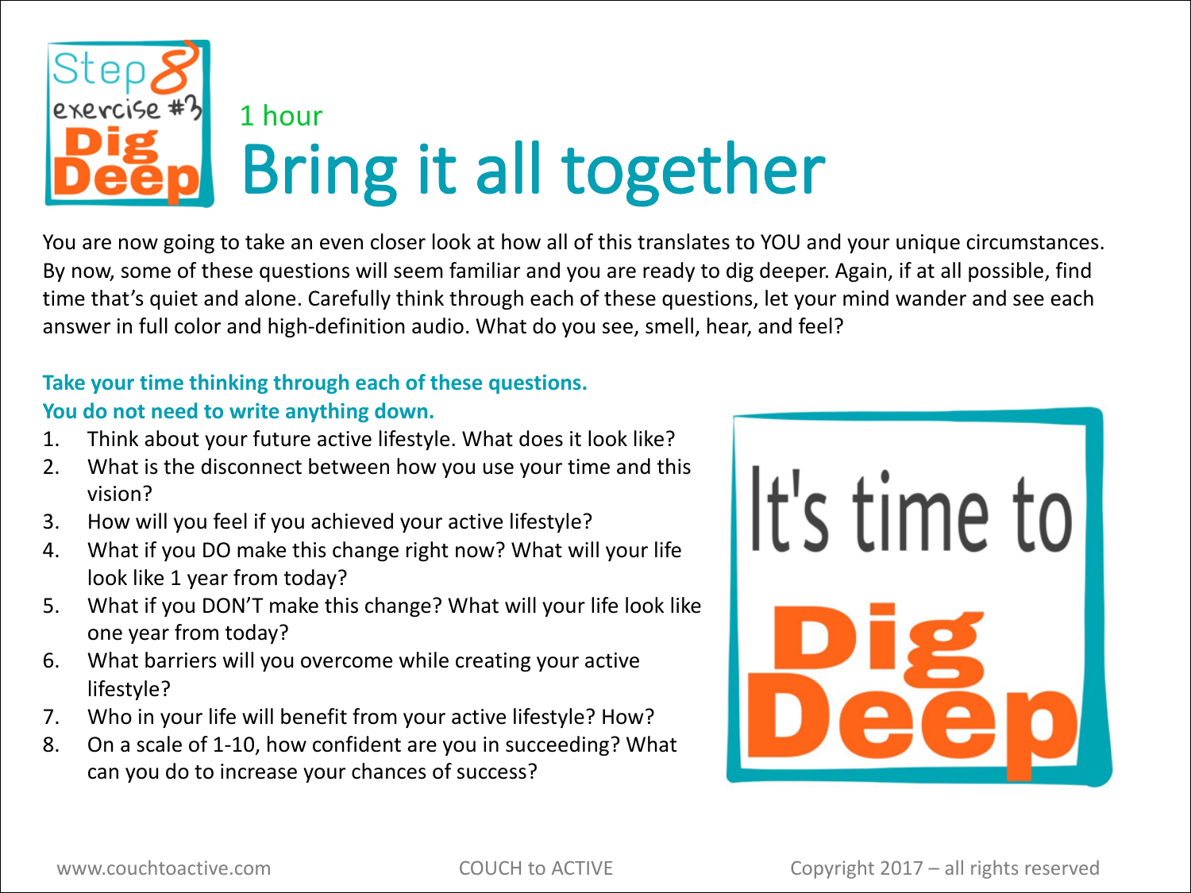Step 8 exercise #3 Dig Deep

1 hour

# Bring it all together

You are now going to take an even closer look at how all of this translates to YOU and your unique circumstances. By now, some of these questions will seem familiar and you are ready to dig deeper. Again, if at all possible, find time that's quiet and alone. Carefully think through each of these questions, let your mind wander and see each answer in full color and high-definition audio. What do you see, smell, hear, and feel?

**Take your time thinking through each of these questions.**
**You do not need to write anything down.**

1. Think about your future active lifestyle. What does it look like?
2. What is the disconnect between how you use your time and this vision?
3. How will you feel if you achieved your active lifestyle?
4. What if you DO make this change right now? What will your life look like 1 year from today?
5. What if you DON'T make this change? What will your life look like one year from today?
6. What barriers will you overcome while creating your active lifestyle?
7. Who in your life will benefit from your active lifestyle? How?
8. On a scale of 1-10, how confident are you in succeeding? What can you do to increase your chances of success?

It's time to Dig Deep